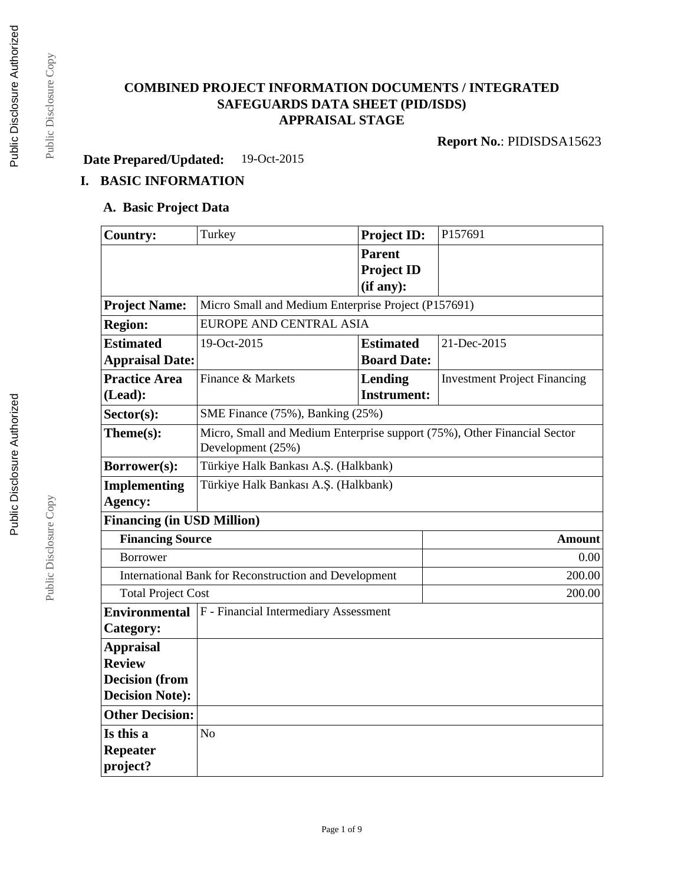# COMBINED PROJECT INFORMATION DOCUMENTS / INTEGRATED SAFEGUARDS DATA SHEET (PID/ISDS)
## APPRAISAL STAGE

**Report No.**: PIDISDSA15623

**Date Prepared/Updated:** 19-Oct-2015

## I. BASIC INFORMATION

### A. Basic Project Data

| **Country:** | Turkey | **Project ID:** | P157691 |
|---|---|---|---|
| | | **Parent Project ID (if any):** | |
| **Project Name:** | Micro Small and Medium Enterprise Project (P157691) | | |
| **Region:** | EUROPE AND CENTRAL ASIA | | |
| **Estimated Appraisal Date:** | 19-Oct-2015 | **Estimated Board Date:** | 21-Dec-2015 |
| **Practice Area (Lead):** | Finance & Markets | **Lending Instrument:** | Investment Project Financing |
| **Sector(s):** | SME Finance (75%), Banking (25%) | | |
| **Theme(s):** | Micro, Small and Medium Enterprise support (75%), Other Financial Sector Development (25%) | | |
| **Borrower(s):** | Türkiye Halk Bankası A.Ş. (Halkbank) | | |
| **Implementing Agency:** | Türkiye Halk Bankası A.Ş. (Halkbank) | | |
| **Financing (in USD Million)** | | | |
| **Financing Source** | | | **Amount** |
| Borrower | | | 0.00 |
| International Bank for Reconstruction and Development | | | 200.00 |
| Total Project Cost | | | 200.00 |
| **Environmental Category:** | F - Financial Intermediary Assessment | | |
| **Appraisal Review Decision (from Decision Note):** | | | |
| **Other Decision:** | | | |
| **Is this a Repeater project?** | No | | |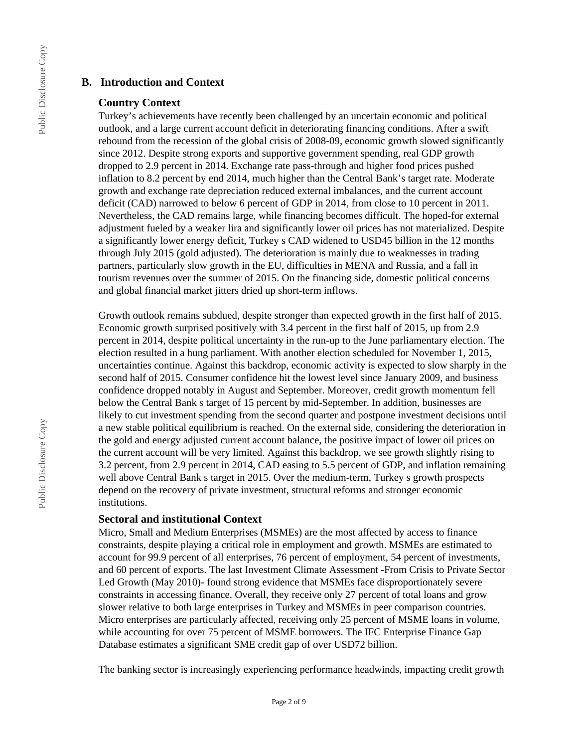## B. Introduction and Context

### Country Context

Turkey’s achievements have recently been challenged by an uncertain economic and political outlook, and a large current account deficit in deteriorating financing conditions. After a swift rebound from the recession of the global crisis of 2008-09, economic growth slowed significantly since 2012. Despite strong exports and supportive government spending, real GDP growth dropped to 2.9 percent in 2014. Exchange rate pass-through and higher food prices pushed inflation to 8.2 percent by end 2014, much higher than the Central Bank’s target rate. Moderate growth and exchange rate depreciation reduced external imbalances, and the current account deficit (CAD) narrowed to below 6 percent of GDP in 2014, from close to 10 percent in 2011. Nevertheless, the CAD remains large, while financing becomes difficult. The hoped-for external adjustment fueled by a weaker lira and significantly lower oil prices has not materialized. Despite a significantly lower energy deficit, Turkey s CAD widened to USD45 billion in the 12 months through July 2015 (gold adjusted). The deterioration is mainly due to weaknesses in trading partners, particularly slow growth in the EU, difficulties in MENA and Russia, and a fall in tourism revenues over the summer of 2015. On the financing side, domestic political concerns and global financial market jitters dried up short-term inflows.

Growth outlook remains subdued, despite stronger than expected growth in the first half of 2015. Economic growth surprised positively with 3.4 percent in the first half of 2015, up from 2.9 percent in 2014, despite political uncertainty in the run-up to the June parliamentary election. The election resulted in a hung parliament. With another election scheduled for November 1, 2015, uncertainties continue. Against this backdrop, economic activity is expected to slow sharply in the second half of 2015. Consumer confidence hit the lowest level since January 2009, and business confidence dropped notably in August and September. Moreover, credit growth momentum fell below the Central Bank s target of 15 percent by mid-September. In addition, businesses are likely to cut investment spending from the second quarter and postpone investment decisions until a new stable political equilibrium is reached. On the external side, considering the deterioration in the gold and energy adjusted current account balance, the positive impact of lower oil prices on the current account will be very limited. Against this backdrop, we see growth slightly rising to 3.2 percent, from 2.9 percent in 2014, CAD easing to 5.5 percent of GDP, and inflation remaining well above Central Bank s target in 2015. Over the medium-term, Turkey s growth prospects depend on the recovery of private investment, structural reforms and stronger economic institutions.

### Sectoral and institutional Context

Micro, Small and Medium Enterprises (MSMEs) are the most affected by access to finance constraints, despite playing a critical role in employment and growth. MSMEs are estimated to account for 99.9 percent of all enterprises, 76 percent of employment, 54 percent of investments, and 60 percent of exports. The last Investment Climate Assessment -From Crisis to Private Sector Led Growth (May 2010)- found strong evidence that MSMEs face disproportionately severe constraints in accessing finance. Overall, they receive only 27 percent of total loans and grow slower relative to both large enterprises in Turkey and MSMEs in peer comparison countries. Micro enterprises are particularly affected, receiving only 25 percent of MSME loans in volume, while accounting for over 75 percent of MSME borrowers. The IFC Enterprise Finance Gap Database estimates a significant SME credit gap of over USD72 billion.

The banking sector is increasingly experiencing performance headwinds, impacting credit growth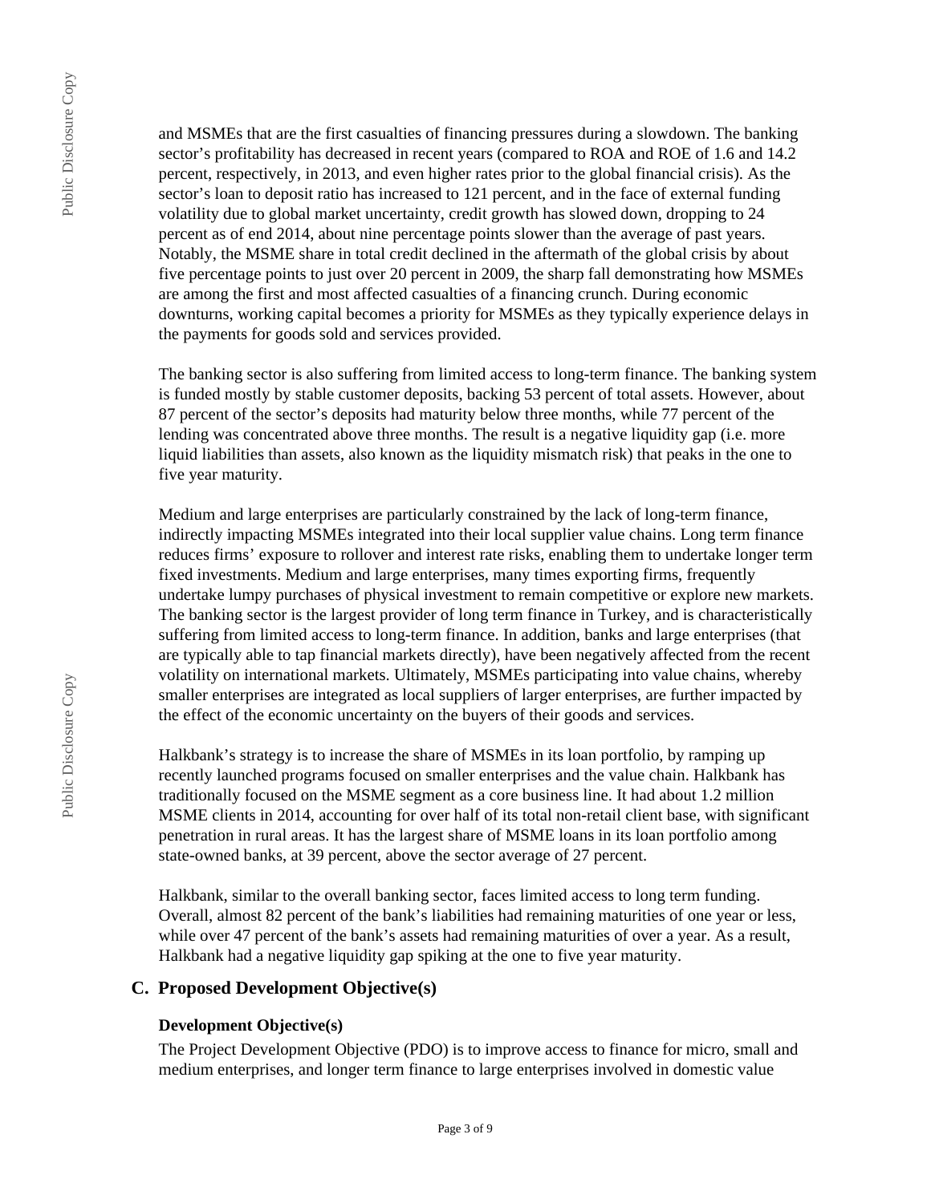and MSMEs that are the first casualties of financing pressures during a slowdown. The banking sector's profitability has decreased in recent years (compared to ROA and ROE of 1.6 and 14.2 percent, respectively, in 2013, and even higher rates prior to the global financial crisis). As the sector's loan to deposit ratio has increased to 121 percent, and in the face of external funding volatility due to global market uncertainty, credit growth has slowed down, dropping to 24 percent as of end 2014, about nine percentage points slower than the average of past years. Notably, the MSME share in total credit declined in the aftermath of the global crisis by about five percentage points to just over 20 percent in 2009, the sharp fall demonstrating how MSMEs are among the first and most affected casualties of a financing crunch. During economic downturns, working capital becomes a priority for MSMEs as they typically experience delays in the payments for goods sold and services provided.

The banking sector is also suffering from limited access to long-term finance. The banking system is funded mostly by stable customer deposits, backing 53 percent of total assets. However, about 87 percent of the sector's deposits had maturity below three months, while 77 percent of the lending was concentrated above three months. The result is a negative liquidity gap (i.e. more liquid liabilities than assets, also known as the liquidity mismatch risk) that peaks in the one to five year maturity.

Medium and large enterprises are particularly constrained by the lack of long-term finance, indirectly impacting MSMEs integrated into their local supplier value chains. Long term finance reduces firms' exposure to rollover and interest rate risks, enabling them to undertake longer term fixed investments. Medium and large enterprises, many times exporting firms, frequently undertake lumpy purchases of physical investment to remain competitive or explore new markets. The banking sector is the largest provider of long term finance in Turkey, and is characteristically suffering from limited access to long-term finance. In addition, banks and large enterprises (that are typically able to tap financial markets directly), have been negatively affected from the recent volatility on international markets. Ultimately, MSMEs participating into value chains, whereby smaller enterprises are integrated as local suppliers of larger enterprises, are further impacted by the effect of the economic uncertainty on the buyers of their goods and services.

Halkbank's strategy is to increase the share of MSMEs in its loan portfolio, by ramping up recently launched programs focused on smaller enterprises and the value chain. Halkbank has traditionally focused on the MSME segment as a core business line. It had about 1.2 million MSME clients in 2014, accounting for over half of its total non-retail client base, with significant penetration in rural areas. It has the largest share of MSME loans in its loan portfolio among state-owned banks, at 39 percent, above the sector average of 27 percent.

Halkbank, similar to the overall banking sector, faces limited access to long term funding. Overall, almost 82 percent of the bank's liabilities had remaining maturities of one year or less, while over 47 percent of the bank's assets had remaining maturities of over a year. As a result, Halkbank had a negative liquidity gap spiking at the one to five year maturity.

## C. Proposed Development Objective(s)

### Development Objective(s)

The Project Development Objective (PDO) is to improve access to finance for micro, small and medium enterprises, and longer term finance to large enterprises involved in domestic value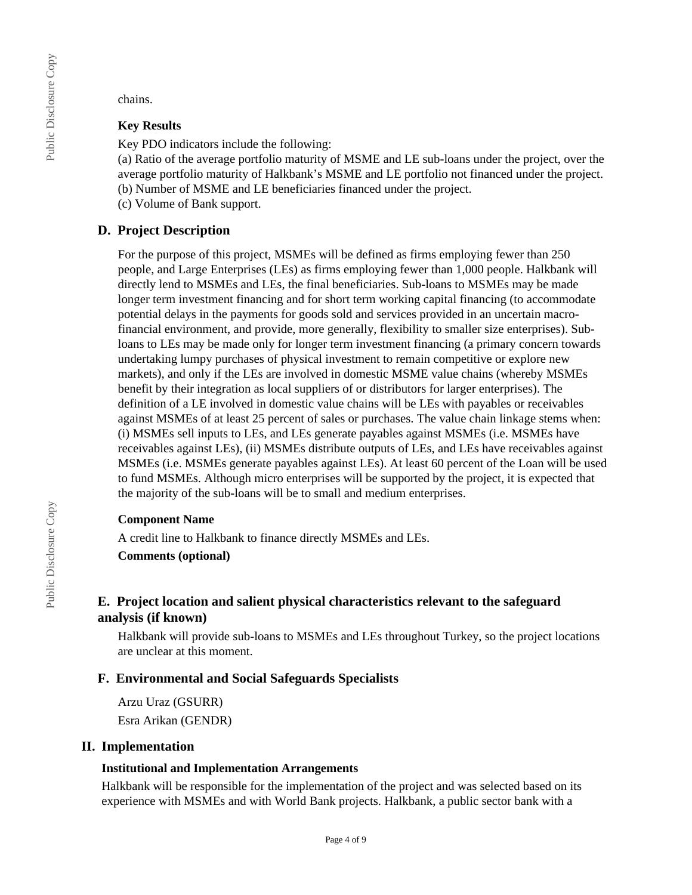chains.

**Key Results**

Key PDO indicators include the following:
(a) Ratio of the average portfolio maturity of MSME and LE sub-loans under the project, over the average portfolio maturity of Halkbank's MSME and LE portfolio not financed under the project.
(b) Number of MSME and LE beneficiaries financed under the project.
(c) Volume of Bank support.

## D. Project Description

For the purpose of this project, MSMEs will be defined as firms employing fewer than 250 people, and Large Enterprises (LEs) as firms employing fewer than 1,000 people. Halkbank will directly lend to MSMEs and LEs, the final beneficiaries. Sub-loans to MSMEs may be made longer term investment financing and for short term working capital financing (to accommodate potential delays in the payments for goods sold and services provided in an uncertain macro-financial environment, and provide, more generally, flexibility to smaller size enterprises). Sub-loans to LEs may be made only for longer term investment financing (a primary concern towards undertaking lumpy purchases of physical investment to remain competitive or explore new markets), and only if the LEs are involved in domestic MSME value chains (whereby MSMEs benefit by their integration as local suppliers of or distributors for larger enterprises). The definition of a LE involved in domestic value chains will be LEs with payables or receivables against MSMEs of at least 25 percent of sales or purchases. The value chain linkage stems when: (i) MSMEs sell inputs to LEs, and LEs generate payables against MSMEs (i.e. MSMEs have receivables against LEs), (ii) MSMEs distribute outputs of LEs, and LEs have receivables against MSMEs (i.e. MSMEs generate payables against LEs). At least 60 percent of the Loan will be used to fund MSMEs. Although micro enterprises will be supported by the project, it is expected that the majority of the sub-loans will be to small and medium enterprises.

**Component Name**

A credit line to Halkbank to finance directly MSMEs and LEs.

**Comments (optional)**

## E. Project location and salient physical characteristics relevant to the safeguard analysis (if known)

Halkbank will provide sub-loans to MSMEs and LEs throughout Turkey, so the project locations are unclear at this moment.

## F. Environmental and Social Safeguards Specialists

Arzu Uraz (GSURR)

Esra Arikan (GENDR)

# II. Implementation

**Institutional and Implementation Arrangements**

Halkbank will be responsible for the implementation of the project and was selected based on its experience with MSMEs and with World Bank projects. Halkbank, a public sector bank with a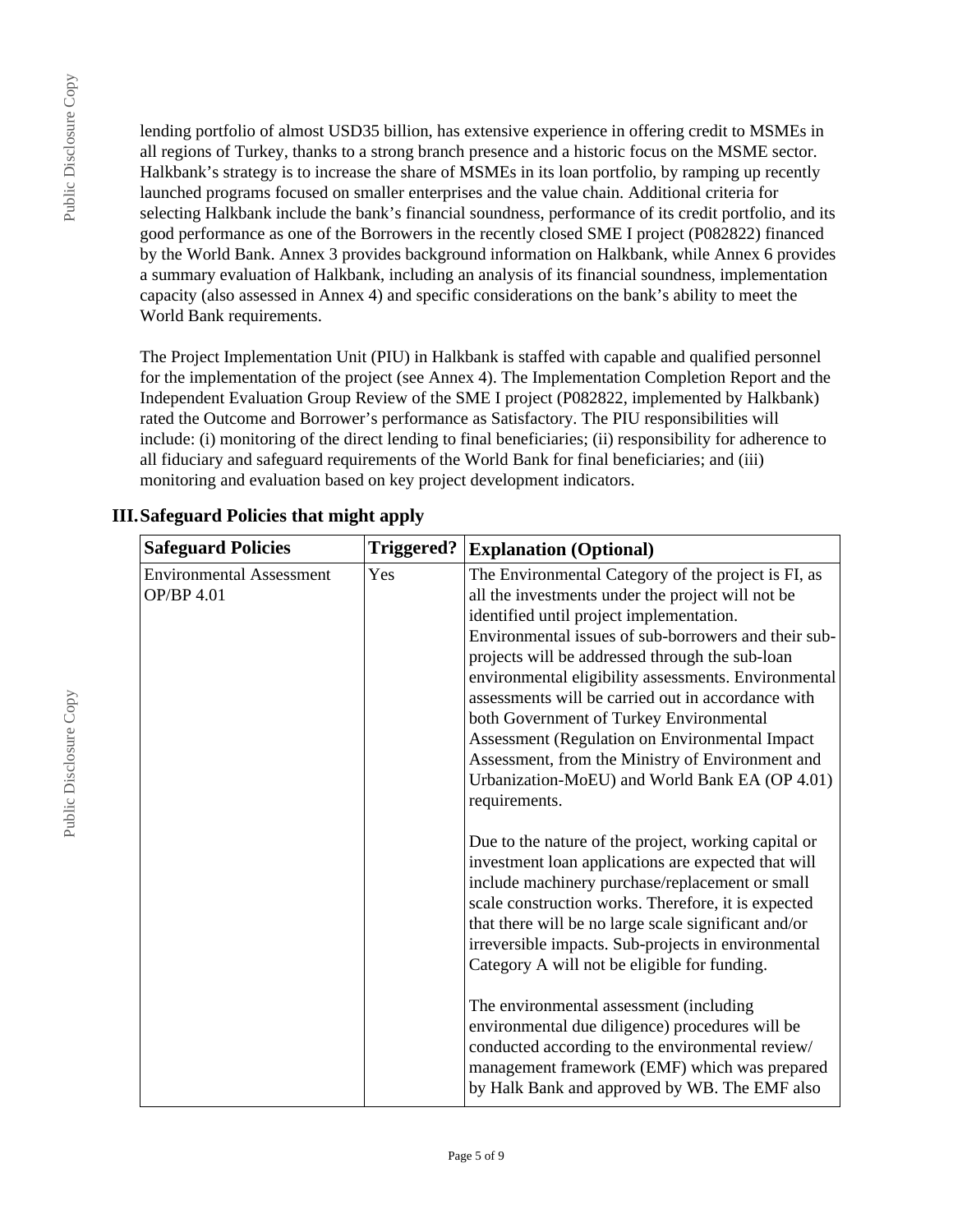lending portfolio of almost USD35 billion, has extensive experience in offering credit to MSMEs in all regions of Turkey, thanks to a strong branch presence and a historic focus on the MSME sector. Halkbank's strategy is to increase the share of MSMEs in its loan portfolio, by ramping up recently launched programs focused on smaller enterprises and the value chain. Additional criteria for selecting Halkbank include the bank's financial soundness, performance of its credit portfolio, and its good performance as one of the Borrowers in the recently closed SME I project (P082822) financed by the World Bank. Annex 3 provides background information on Halkbank, while Annex 6 provides a summary evaluation of Halkbank, including an analysis of its financial soundness, implementation capacity (also assessed in Annex 4) and specific considerations on the bank's ability to meet the World Bank requirements.

The Project Implementation Unit (PIU) in Halkbank is staffed with capable and qualified personnel for the implementation of the project (see Annex 4). The Implementation Completion Report and the Independent Evaluation Group Review of the SME I project (P082822, implemented by Halkbank) rated the Outcome and Borrower's performance as Satisfactory. The PIU responsibilities will include: (i) monitoring of the direct lending to final beneficiaries; (ii) responsibility for adherence to all fiduciary and safeguard requirements of the World Bank for final beneficiaries; and (iii) monitoring and evaluation based on key project development indicators.

## III. Safeguard Policies that might apply

| Safeguard Policies | Triggered? | Explanation (Optional) |
|---|---|---|
| Environmental Assessment OP/BP 4.01 | Yes | The Environmental Category of the project is FI, as all the investments under the project will not be identified until project implementation. Environmental issues of sub-borrowers and their sub-projects will be addressed through the sub-loan environmental eligibility assessments. Environmental assessments will be carried out in accordance with both Government of Turkey Environmental Assessment (Regulation on Environmental Impact Assessment, from the Ministry of Environment and Urbanization-MoEU) and World Bank EA (OP 4.01) requirements.<br><br>Due to the nature of the project, working capital or investment loan applications are expected that will include machinery purchase/replacement or small scale construction works. Therefore, it is expected that there will be no large scale significant and/or irreversible impacts. Sub-projects in environmental Category A will not be eligible for funding.<br><br>The environmental assessment (including environmental due diligence) procedures will be conducted according to the environmental review/ management framework (EMF) which was prepared by Halk Bank and approved by WB. The EMF also |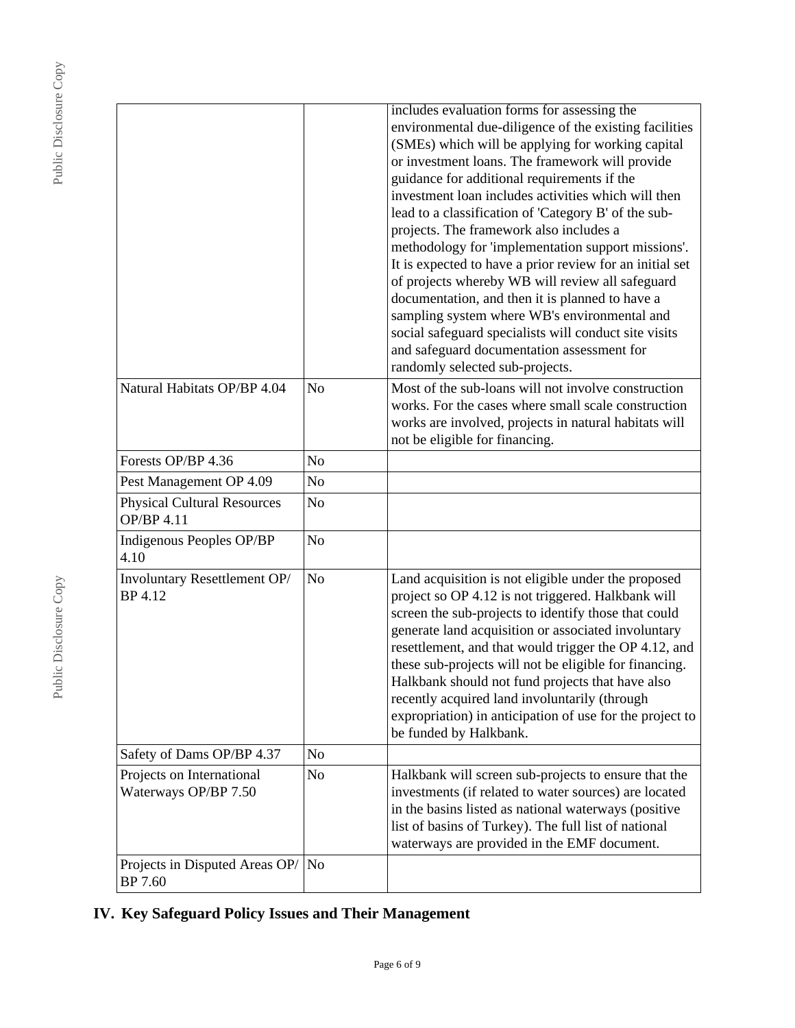| | | |
|---|---|---|
| | | includes evaluation forms for assessing the environmental due-diligence of the existing facilities (SMEs) which will be applying for working capital or investment loans. The framework will provide guidance for additional requirements if the investment loan includes activities which will then lead to a classification of 'Category B' of the sub-projects. The framework also includes a methodology for 'implementation support missions'. It is expected to have a prior review for an initial set of projects whereby WB will review all safeguard documentation, and then it is planned to have a sampling system where WB's environmental and social safeguard specialists will conduct site visits and safeguard documentation assessment for randomly selected sub-projects. |
| Natural Habitats OP/BP 4.04 | No | Most of the sub-loans will not involve construction works. For the cases where small scale construction works are involved, projects in natural habitats will not be eligible for financing. |
| Forests OP/BP 4.36 | No | |
| Pest Management OP 4.09 | No | |
| Physical Cultural Resources OP/BP 4.11 | No | |
| Indigenous Peoples OP/BP 4.10 | No | |
| Involuntary Resettlement OP/ BP 4.12 | No | Land acquisition is not eligible under the proposed project so OP 4.12 is not triggered. Halkbank will screen the sub-projects to identify those that could generate land acquisition or associated involuntary resettlement, and that would trigger the OP 4.12, and these sub-projects will not be eligible for financing. Halkbank should not fund projects that have also recently acquired land involuntarily (through expropriation) in anticipation of use for the project to be funded by Halkbank. |
| Safety of Dams OP/BP 4.37 | No | |
| Projects on International Waterways OP/BP 7.50 | No | Halkbank will screen sub-projects to ensure that the investments (if related to water sources) are located in the basins listed as national waterways (positive list of basins of Turkey). The full list of national waterways are provided in the EMF document. |
| Projects in Disputed Areas OP/ BP 7.60 | No | |

## IV. Key Safeguard Policy Issues and Their Management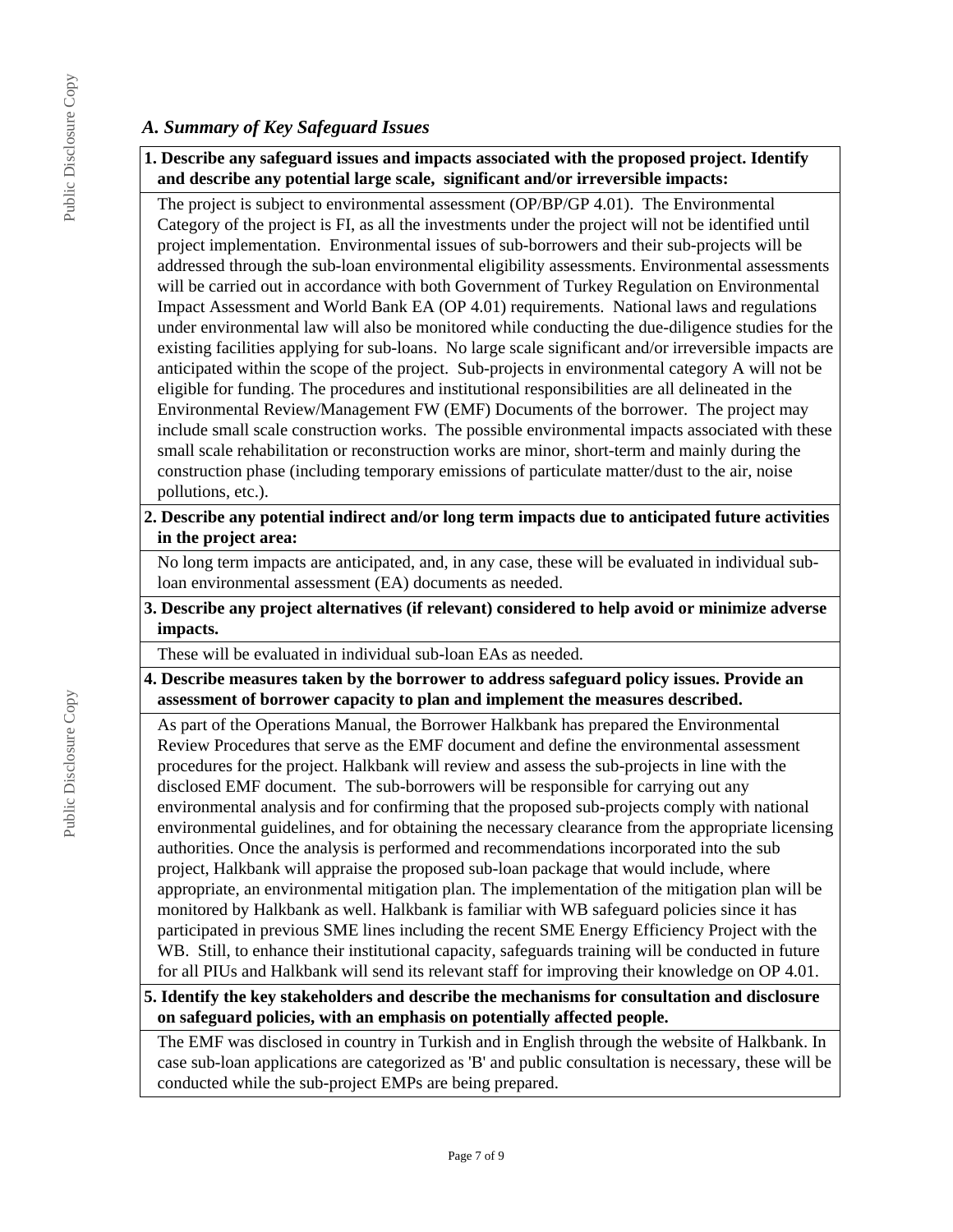### *A. Summary of Key Safeguard Issues*

**1. Describe any safeguard issues and impacts associated with the proposed project. Identify and describe any potential large scale, significant and/or irreversible impacts:**

The project is subject to environmental assessment (OP/BP/GP 4.01). The Environmental Category of the project is FI, as all the investments under the project will not be identified until project implementation. Environmental issues of sub-borrowers and their sub-projects will be addressed through the sub-loan environmental eligibility assessments. Environmental assessments will be carried out in accordance with both Government of Turkey Regulation on Environmental Impact Assessment and World Bank EA (OP 4.01) requirements. National laws and regulations under environmental law will also be monitored while conducting the due-diligence studies for the existing facilities applying for sub-loans. No large scale significant and/or irreversible impacts are anticipated within the scope of the project. Sub-projects in environmental category A will not be eligible for funding. The procedures and institutional responsibilities are all delineated in the Environmental Review/Management FW (EMF) Documents of the borrower. The project may include small scale construction works. The possible environmental impacts associated with these small scale rehabilitation or reconstruction works are minor, short-term and mainly during the construction phase (including temporary emissions of particulate matter/dust to the air, noise pollutions, etc.).

**2. Describe any potential indirect and/or long term impacts due to anticipated future activities in the project area:**

No long term impacts are anticipated, and, in any case, these will be evaluated in individual sub-loan environmental assessment (EA) documents as needed.

**3. Describe any project alternatives (if relevant) considered to help avoid or minimize adverse impacts.**

These will be evaluated in individual sub-loan EAs as needed.

**4. Describe measures taken by the borrower to address safeguard policy issues. Provide an assessment of borrower capacity to plan and implement the measures described.**

As part of the Operations Manual, the Borrower Halkbank has prepared the Environmental Review Procedures that serve as the EMF document and define the environmental assessment procedures for the project. Halkbank will review and assess the sub-projects in line with the disclosed EMF document. The sub-borrowers will be responsible for carrying out any environmental analysis and for confirming that the proposed sub-projects comply with national environmental guidelines, and for obtaining the necessary clearance from the appropriate licensing authorities. Once the analysis is performed and recommendations incorporated into the sub project, Halkbank will appraise the proposed sub-loan package that would include, where appropriate, an environmental mitigation plan. The implementation of the mitigation plan will be monitored by Halkbank as well. Halkbank is familiar with WB safeguard policies since it has participated in previous SME lines including the recent SME Energy Efficiency Project with the WB. Still, to enhance their institutional capacity, safeguards training will be conducted in future for all PIUs and Halkbank will send its relevant staff for improving their knowledge on OP 4.01.

**5. Identify the key stakeholders and describe the mechanisms for consultation and disclosure on safeguard policies, with an emphasis on potentially affected people.**

The EMF was disclosed in country in Turkish and in English through the website of Halkbank. In case sub-loan applications are categorized as 'B' and public consultation is necessary, these will be conducted while the sub-project EMPs are being prepared.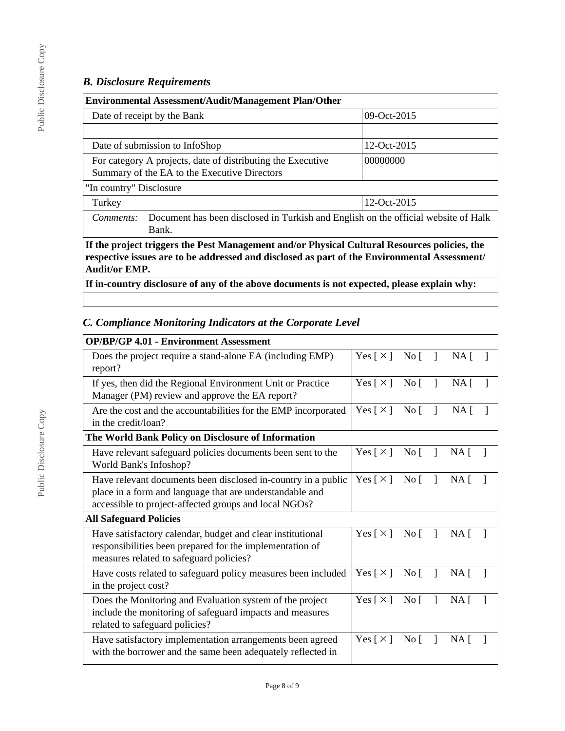### *B. Disclosure Requirements*

| Environmental Assessment/Audit/Management Plan/Other | |
|---|---|
| Date of receipt by the Bank | 09-Oct-2015 |
| | |
| Date of submission to InfoShop | 12-Oct-2015 |
| For category A projects, date of distributing the Executive Summary of the EA to the Executive Directors | 00000000 |
| "In country" Disclosure | |
| Turkey | 12-Oct-2015 |
| *Comments:* Document has been disclosed in Turkish and English on the official website of Halk Bank. | |
| **If the project triggers the Pest Management and/or Physical Cultural Resources policies, the respective issues are to be addressed and disclosed as part of the Environmental Assessment/ Audit/or EMP.** | |
| **If in-country disclosure of any of the above documents is not expected, please explain why:** | |
| | |

### *C. Compliance Monitoring Indicators at the Corporate Level*

| OP/BP/GP 4.01 - Environment Assessment | |
|---|---|
| Does the project require a stand-alone EA (including EMP) report? | Yes [ × ] No [ ] NA [ ] |
| If yes, then did the Regional Environment Unit or Practice Manager (PM) review and approve the EA report? | Yes [ × ] No [ ] NA [ ] |
| Are the cost and the accountabilities for the EMP incorporated in the credit/loan? | Yes [ × ] No [ ] NA [ ] |
| **The World Bank Policy on Disclosure of Information** | |
| Have relevant safeguard policies documents been sent to the World Bank's Infoshop? | Yes [ × ] No [ ] NA [ ] |
| Have relevant documents been disclosed in-country in a public place in a form and language that are understandable and accessible to project-affected groups and local NGOs? | Yes [ × ] No [ ] NA [ ] |
| **All Safeguard Policies** | |
| Have satisfactory calendar, budget and clear institutional responsibilities been prepared for the implementation of measures related to safeguard policies? | Yes [ × ] No [ ] NA [ ] |
| Have costs related to safeguard policy measures been included in the project cost? | Yes [ × ] No [ ] NA [ ] |
| Does the Monitoring and Evaluation system of the project include the monitoring of safeguard impacts and measures related to safeguard policies? | Yes [ × ] No [ ] NA [ ] |
| Have satisfactory implementation arrangements been agreed with the borrower and the same been adequately reflected in | Yes [ × ] No [ ] NA [ ] |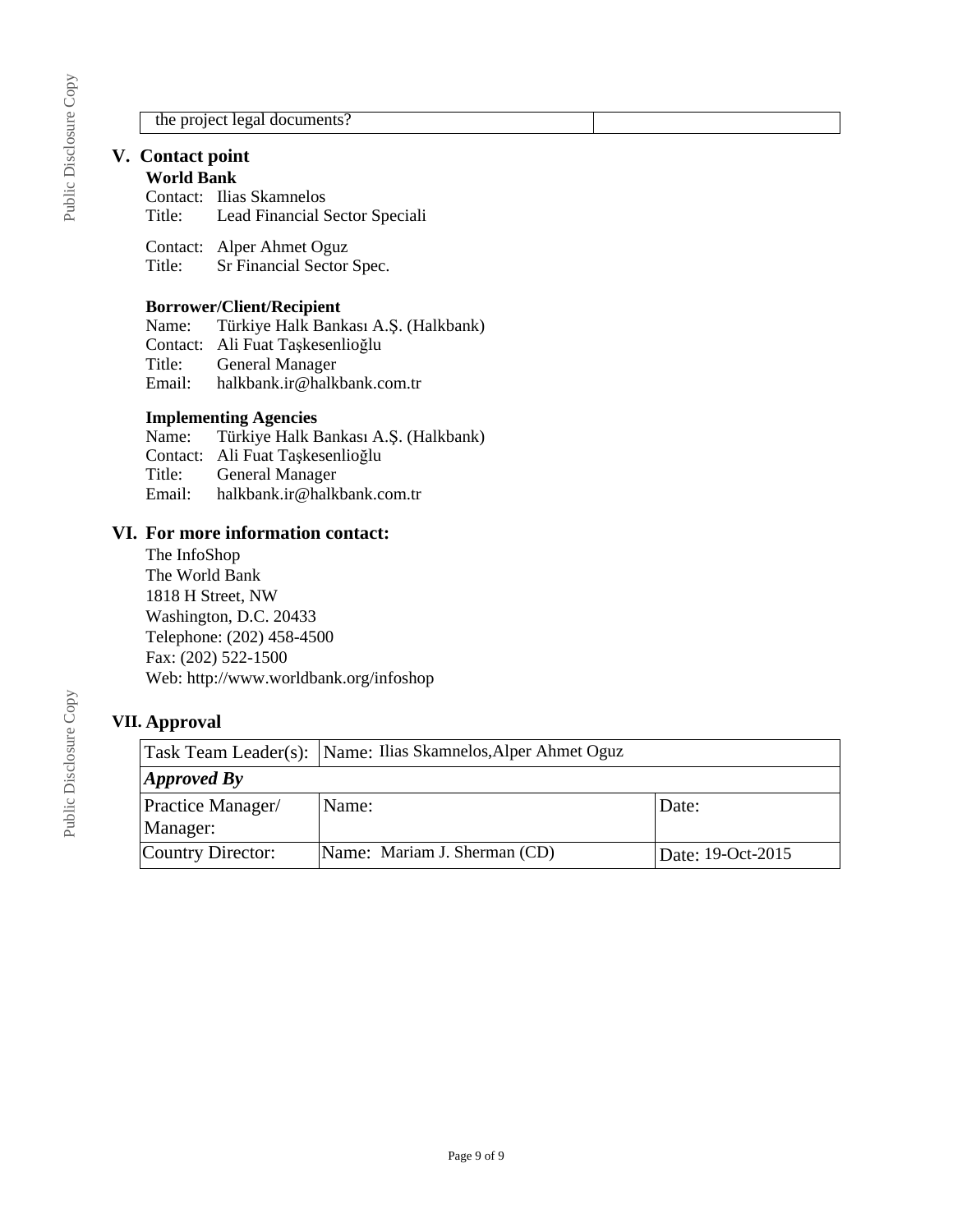| | |
|---|---|
| the project legal documents? | |

## V. Contact point

**World Bank**

Contact: Ilias Skamnelos
Title: Lead Financial Sector Speciali

Contact: Alper Ahmet Oguz
Title: Sr Financial Sector Spec.

**Borrower/Client/Recipient**

Name: Türkiye Halk Bankası A.Ş. (Halkbank)
Contact: Ali Fuat Taşkesenlioğlu
Title: General Manager
Email: halkbank.ir@halkbank.com.tr

**Implementing Agencies**

Name: Türkiye Halk Bankası A.Ş. (Halkbank)
Contact: Ali Fuat Taşkesenlioğlu
Title: General Manager
Email: halkbank.ir@halkbank.com.tr

## VI. For more information contact:

The InfoShop
The World Bank
1818 H Street, NW
Washington, D.C. 20433
Telephone: (202) 458-4500
Fax: (202) 522-1500
Web: http://www.worldbank.org/infoshop

## VII. Approval

| Task Team Leader(s): | Name: Ilias Skamnelos,Alper Ahmet Oguz | |
|---|---|---|
| ***Approved By*** | | |
| Practice Manager/ Manager: | Name: | Date: |
| Country Director: | Name: Mariam J. Sherman (CD) | Date: 19-Oct-2015 |